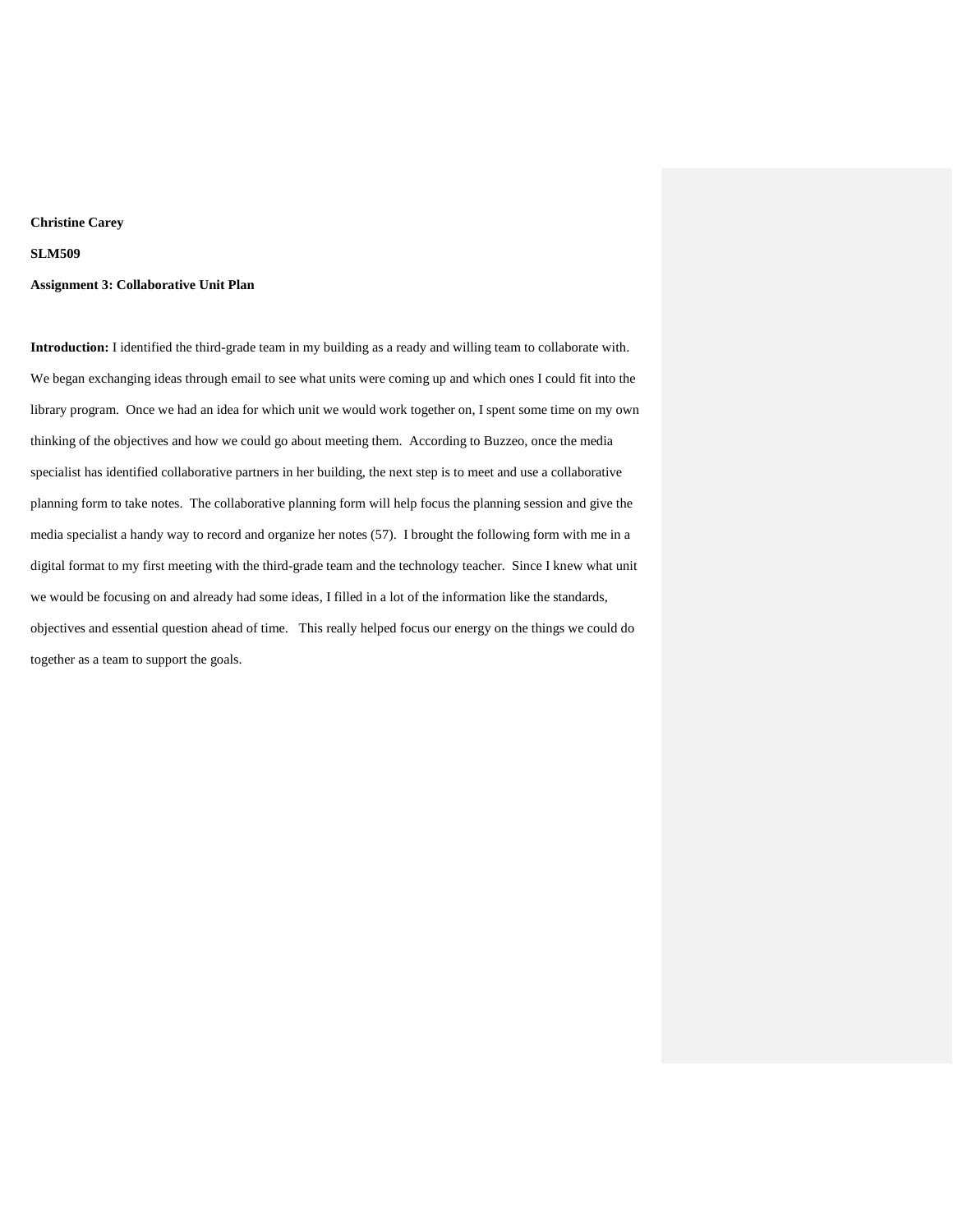**Christine Carey**

**SLM509**

**Assignment 3: Collaborative Unit Plan**

**Introduction:** I identified the third-grade team in my building as a ready and willing team to collaborate with. We began exchanging ideas through email to see what units were coming up and which ones I could fit into the library program. Once we had an idea for which unit we would work together on, I spent some time on my own thinking of the objectives and how we could go about meeting them. According to Buzzeo, once the media specialist has identified collaborative partners in her building, the next step is to meet and use a collaborative planning form to take notes. The collaborative planning form will help focus the planning session and give the media specialist a handy way to record and organize her notes (57). I brought the following form with me in a digital format to my first meeting with the third-grade team and the technology teacher. Since I knew what unit we would be focusing on and already had some ideas, I filled in a lot of the information like the standards, objectives and essential question ahead of time. This really helped focus our energy on the things we could do together as a team to support the goals.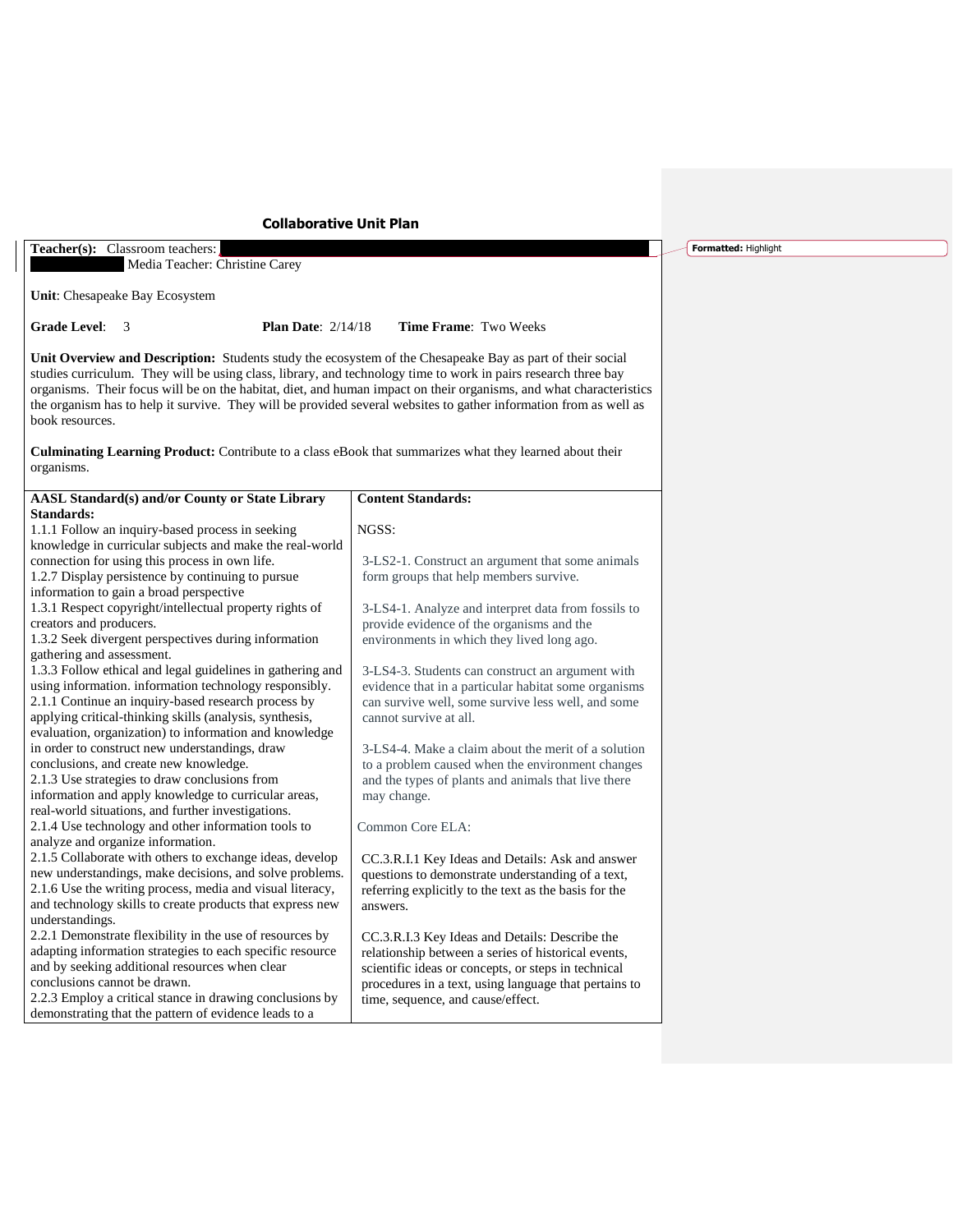# Collaborative Unit Plan

**Teacher(s):** Classroom teachers: Media Teacher: Christine Carey

**Unit**: Chesapeake Bay Ecosystem

**Grade Level**: 3 **Plan Date**: 2/14/18 **Time Frame**: Two Weeks

**Unit Overview and Description:** Students study the ecosystem of the Chesapeake Bay as part of their social studies curriculum. They will be using class, library, and technology time to work in pairs research three bay organisms. Their focus will be on the habitat, diet, and human impact on their organisms, and what characteristics the organism has to help it survive. They will be provided several websites to gather information from as well as book resources.

**Culminating Learning Product:** Contribute to a class eBook that summarizes what they learned about their organisms.

| AASL Standard(s) and/or County or State Library Standards: | Content Standards: |
| --- | --- |
| 1.1.1 Follow an inquiry-based process in seeking knowledge in curricular subjects and make the real-world connection for using this process in own life.<br>1.2.7 Display persistence by continuing to pursue information to gain a broad perspective<br>1.3.1 Respect copyright/intellectual property rights of creators and producers.<br>1.3.2 Seek divergent perspectives during information gathering and assessment.<br>1.3.3 Follow ethical and legal guidelines in gathering and using information. information technology responsibly.<br>2.1.1 Continue an inquiry-based research process by applying critical-thinking skills (analysis, synthesis, evaluation, organization) to information and knowledge in order to construct new understandings, draw conclusions, and create new knowledge.<br>2.1.3 Use strategies to draw conclusions from information and apply knowledge to curricular areas, real-world situations, and further investigations.<br>2.1.4 Use technology and other information tools to analyze and organize information.<br>2.1.5 Collaborate with others to exchange ideas, develop new understandings, make decisions, and solve problems.<br>2.1.6 Use the writing process, media and visual literacy, and technology skills to create products that express new understandings.<br>2.2.1 Demonstrate flexibility in the use of resources by adapting information strategies to each specific resource and by seeking additional resources when clear conclusions cannot be drawn.<br>2.2.3 Employ a critical stance in drawing conclusions by demonstrating that the pattern of evidence leads to a | NGSS:<br><br>3-LS2-1. Construct an argument that some animals form groups that help members survive.<br><br>3-LS4-1. Analyze and interpret data from fossils to provide evidence of the organisms and the environments in which they lived long ago.<br><br>3-LS4-3. Students can construct an argument with evidence that in a particular habitat some organisms can survive well, some survive less well, and some cannot survive at all.<br><br>3-LS4-4. Make a claim about the merit of a solution to a problem caused when the environment changes and the types of plants and animals that live there may change.<br><br>Common Core ELA:<br><br>CC.3.R.I.1 Key Ideas and Details: Ask and answer questions to demonstrate understanding of a text, referring explicitly to the text as the basis for the answers.<br><br>CC.3.R.I.3 Key Ideas and Details: Describe the relationship between a series of historical events, scientific ideas or concepts, or steps in technical procedures in a text, using language that pertains to time, sequence, and cause/effect. |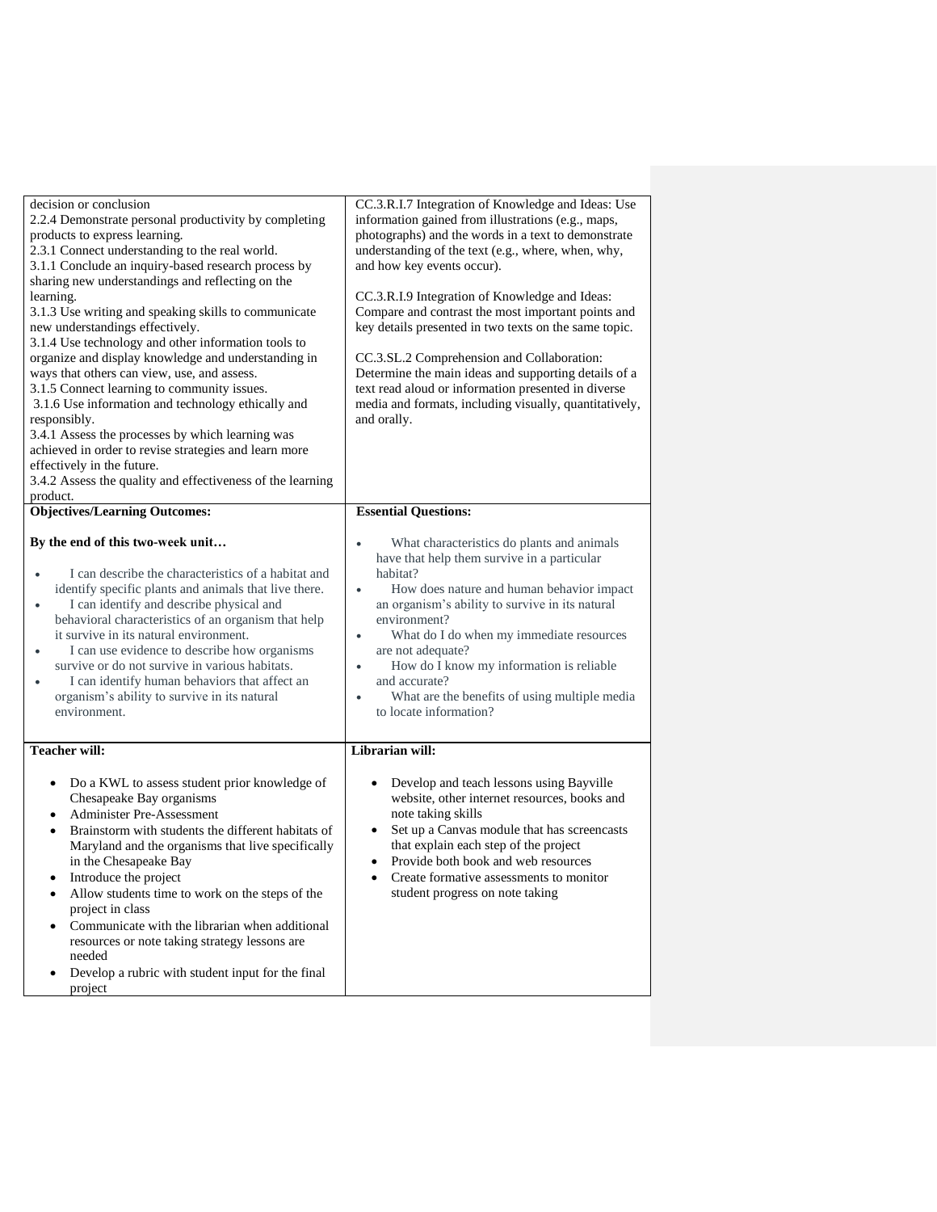| | |
|---|---|
| decision or conclusion<br>2.2.4 Demonstrate personal productivity by completing products to express learning.<br>2.3.1 Connect understanding to the real world.<br>3.1.1 Conclude an inquiry-based research process by sharing new understandings and reflecting on the learning.<br>3.1.3 Use writing and speaking skills to communicate new understandings effectively.<br>3.1.4 Use technology and other information tools to organize and display knowledge and understanding in ways that others can view, use, and assess.<br>3.1.5 Connect learning to community issues.<br>3.1.6 Use information and technology ethically and responsibly.<br>3.4.1 Assess the processes by which learning was achieved in order to revise strategies and learn more effectively in the future.<br>3.4.2 Assess the quality and effectiveness of the learning product. | CC.3.R.I.7 Integration of Knowledge and Ideas: Use information gained from illustrations (e.g., maps, photographs) and the words in a text to demonstrate understanding of the text (e.g., where, when, why, and how key events occur).<br><br>CC.3.R.I.9 Integration of Knowledge and Ideas: Compare and contrast the most important points and key details presented in two texts on the same topic.<br><br>CC.3.SL.2 Comprehension and Collaboration: Determine the main ideas and supporting details of a text read aloud or information presented in diverse media and formats, including visually, quantitatively, and orally. |
| **Objectives/Learning Outcomes:**<br><br>**By the end of this two-week unit…**<br><br>• I can describe the characteristics of a habitat and identify specific plants and animals that live there.<br>• I can identify and describe physical and behavioral characteristics of an organism that help it survive in its natural environment.<br>• I can use evidence to describe how organisms survive or do not survive in various habitats.<br>• I can identify human behaviors that affect an organism's ability to survive in its natural environment. | **Essential Questions:**<br><br>• What characteristics do plants and animals have that help them survive in a particular habitat?<br>• How does nature and human behavior impact an organism's ability to survive in its natural environment?<br>• What do I do when my immediate resources are not adequate?<br>• How do I know my information is reliable and accurate?<br>• What are the benefits of using multiple media to locate information? |
| **Teacher will:**<br><br>• Do a KWL to assess student prior knowledge of Chesapeake Bay organisms<br>• Administer Pre-Assessment<br>• Brainstorm with students the different habitats of Maryland and the organisms that live specifically in the Chesapeake Bay<br>• Introduce the project<br>• Allow students time to work on the steps of the project in class<br>• Communicate with the librarian when additional resources or note taking strategy lessons are needed<br>• Develop a rubric with student input for the final project | **Librarian will:**<br><br>• Develop and teach lessons using Bayville website, other internet resources, books and note taking skills<br>• Set up a Canvas module that has screencasts that explain each step of the project<br>• Provide both book and web resources<br>• Create formative assessments to monitor student progress on note taking |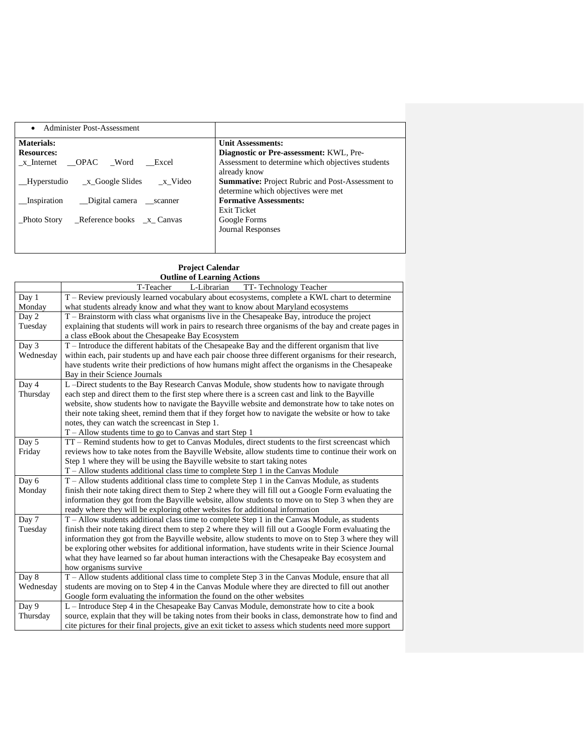| • Administer Post-Assessment | |
|---|---|
| **Materials:**<br>**Resources:**<br>_x_Internet __OPAC _Word __Excel<br>__Hyperstudio _x_Google Slides _x_Video<br>__Inspiration __Digital camera __scanner<br>_Photo Story _Reference books _x_ Canvas | **Unit Assessments:**<br>**Diagnostic or Pre-assessment:** KWL, Pre-Assessment to determine which objectives students already know<br>**Summative:** Project Rubric and Post-Assessment to determine which objectives were met<br>**Formative Assessments:**<br>Exit Ticket<br>Google Forms<br>Journal Responses |

**Project Calendar**
**Outline of Learning Actions**

| | T-Teacher L-Librarian TT- Technology Teacher |
|---|---|
| Day 1 Monday | T – Review previously learned vocabulary about ecosystems, complete a KWL chart to determine what students already know and what they want to know about Maryland ecosystems |
| Day 2 Tuesday | T – Brainstorm with class what organisms live in the Chesapeake Bay, introduce the project explaining that students will work in pairs to research three organisms of the bay and create pages in a class eBook about the Chesapeake Bay Ecosystem |
| Day 3 Wednesday | T – Introduce the different habitats of the Chesapeake Bay and the different organism that live within each, pair students up and have each pair choose three different organisms for their research, have students write their predictions of how humans might affect the organisms in the Chesapeake Bay in their Science Journals |
| Day 4 Thursday | L –Direct students to the Bay Research Canvas Module, show students how to navigate through each step and direct them to the first step where there is a screen cast and link to the Bayville website, show students how to navigate the Bayville website and demonstrate how to take notes on their note taking sheet, remind them that if they forget how to navigate the website or how to take notes, they can watch the screencast in Step 1.<br>T – Allow students time to go to Canvas and start Step 1 |
| Day 5 Friday | TT – Remind students how to get to Canvas Modules, direct students to the first screencast which reviews how to take notes from the Bayville Website, allow students time to continue their work on Step 1 where they will be using the Bayville website to start taking notes<br>T – Allow students additional class time to complete Step 1 in the Canvas Module |
| Day 6 Monday | T – Allow students additional class time to complete Step 1 in the Canvas Module, as students finish their note taking direct them to Step 2 where they will fill out a Google Form evaluating the information they got from the Bayville website, allow students to move on to Step 3 when they are ready where they will be exploring other websites for additional information |
| Day 7 Tuesday | T – Allow students additional class time to complete Step 1 in the Canvas Module, as students finish their note taking direct them to step 2 where they will fill out a Google Form evaluating the information they got from the Bayville website, allow students to move on to Step 3 where they will be exploring other websites for additional information, have students write in their Science Journal what they have learned so far about human interactions with the Chesapeake Bay ecosystem and how organisms survive |
| Day 8 Wednesday | T – Allow students additional class time to complete Step 3 in the Canvas Module, ensure that all students are moving on to Step 4 in the Canvas Module where they are directed to fill out another Google form evaluating the information the found on the other websites |
| Day 9 Thursday | L – Introduce Step 4 in the Chesapeake Bay Canvas Module, demonstrate how to cite a book source, explain that they will be taking notes from their books in class, demonstrate how to find and cite pictures for their final projects, give an exit ticket to assess which students need more support |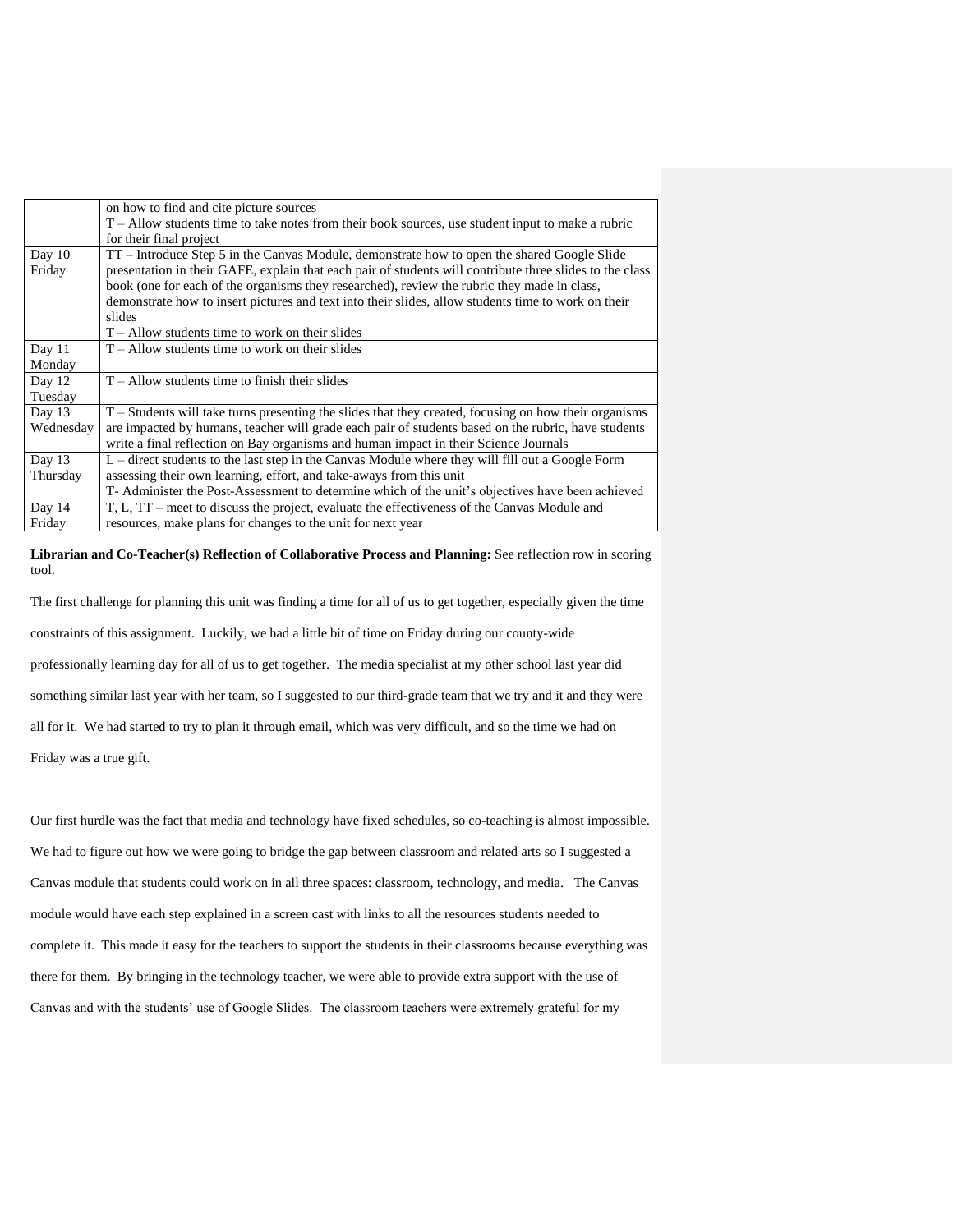| | |
|---|---|
| | on how to find and cite picture sources<br>T – Allow students time to take notes from their book sources, use student input to make a rubric for their final project |
| Day 10<br>Friday | TT – Introduce Step 5 in the Canvas Module, demonstrate how to open the shared Google Slide presentation in their GAFE, explain that each pair of students will contribute three slides to the class book (one for each of the organisms they researched), review the rubric they made in class, demonstrate how to insert pictures and text into their slides, allow students time to work on their slides<br>T – Allow students time to work on their slides |
| Day 11<br>Monday | T – Allow students time to work on their slides |
| Day 12<br>Tuesday | T – Allow students time to finish their slides |
| Day 13<br>Wednesday | T – Students will take turns presenting the slides that they created, focusing on how their organisms are impacted by humans, teacher will grade each pair of students based on the rubric, have students write a final reflection on Bay organisms and human impact in their Science Journals |
| Day 13<br>Thursday | L – direct students to the last step in the Canvas Module where they will fill out a Google Form assessing their own learning, effort, and take-aways from this unit<br>T- Administer the Post-Assessment to determine which of the unit's objectives have been achieved |
| Day 14<br>Friday | T, L, TT – meet to discuss the project, evaluate the effectiveness of the Canvas Module and resources, make plans for changes to the unit for next year |

**Librarian and Co-Teacher(s) Reflection of Collaborative Process and Planning:** See reflection row in scoring tool.

The first challenge for planning this unit was finding a time for all of us to get together, especially given the time constraints of this assignment. Luckily, we had a little bit of time on Friday during our county-wide professionally learning day for all of us to get together. The media specialist at my other school last year did something similar last year with her team, so I suggested to our third-grade team that we try and it and they were all for it. We had started to try to plan it through email, which was very difficult, and so the time we had on Friday was a true gift.

Our first hurdle was the fact that media and technology have fixed schedules, so co-teaching is almost impossible. We had to figure out how we were going to bridge the gap between classroom and related arts so I suggested a Canvas module that students could work on in all three spaces: classroom, technology, and media. The Canvas module would have each step explained in a screen cast with links to all the resources students needed to complete it. This made it easy for the teachers to support the students in their classrooms because everything was there for them. By bringing in the technology teacher, we were able to provide extra support with the use of Canvas and with the students' use of Google Slides. The classroom teachers were extremely grateful for my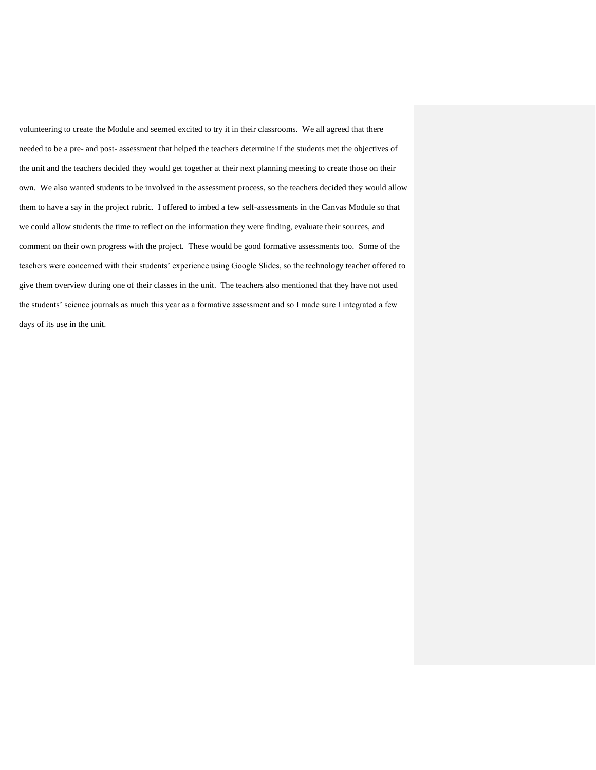volunteering to create the Module and seemed excited to try it in their classrooms. We all agreed that there needed to be a pre- and post- assessment that helped the teachers determine if the students met the objectives of the unit and the teachers decided they would get together at their next planning meeting to create those on their own. We also wanted students to be involved in the assessment process, so the teachers decided they would allow them to have a say in the project rubric. I offered to imbed a few self-assessments in the Canvas Module so that we could allow students the time to reflect on the information they were finding, evaluate their sources, and comment on their own progress with the project. These would be good formative assessments too. Some of the teachers were concerned with their students' experience using Google Slides, so the technology teacher offered to give them overview during one of their classes in the unit. The teachers also mentioned that they have not used the students' science journals as much this year as a formative assessment and so I made sure I integrated a few days of its use in the unit.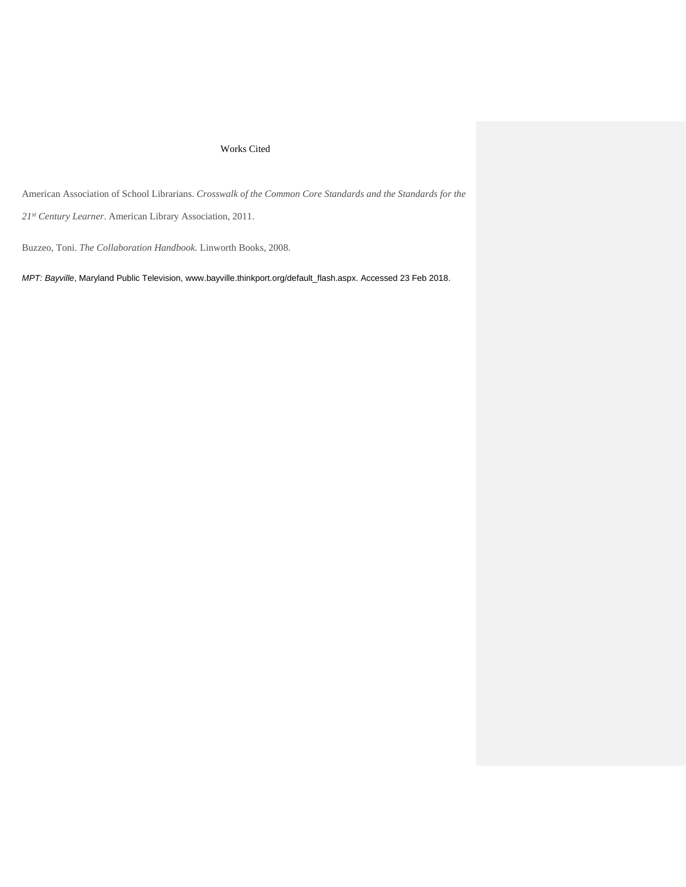# Works Cited

American Association of School Librarians. *Crosswalk of the Common Core Standards and the Standards for the 21st Century Learner*. American Library Association, 2011.

Buzzeo, Toni. *The Collaboration Handbook.* Linworth Books, 2008.

*MPT: Bayville*, Maryland Public Television, www.bayville.thinkport.org/default_flash.aspx. Accessed 23 Feb 2018.